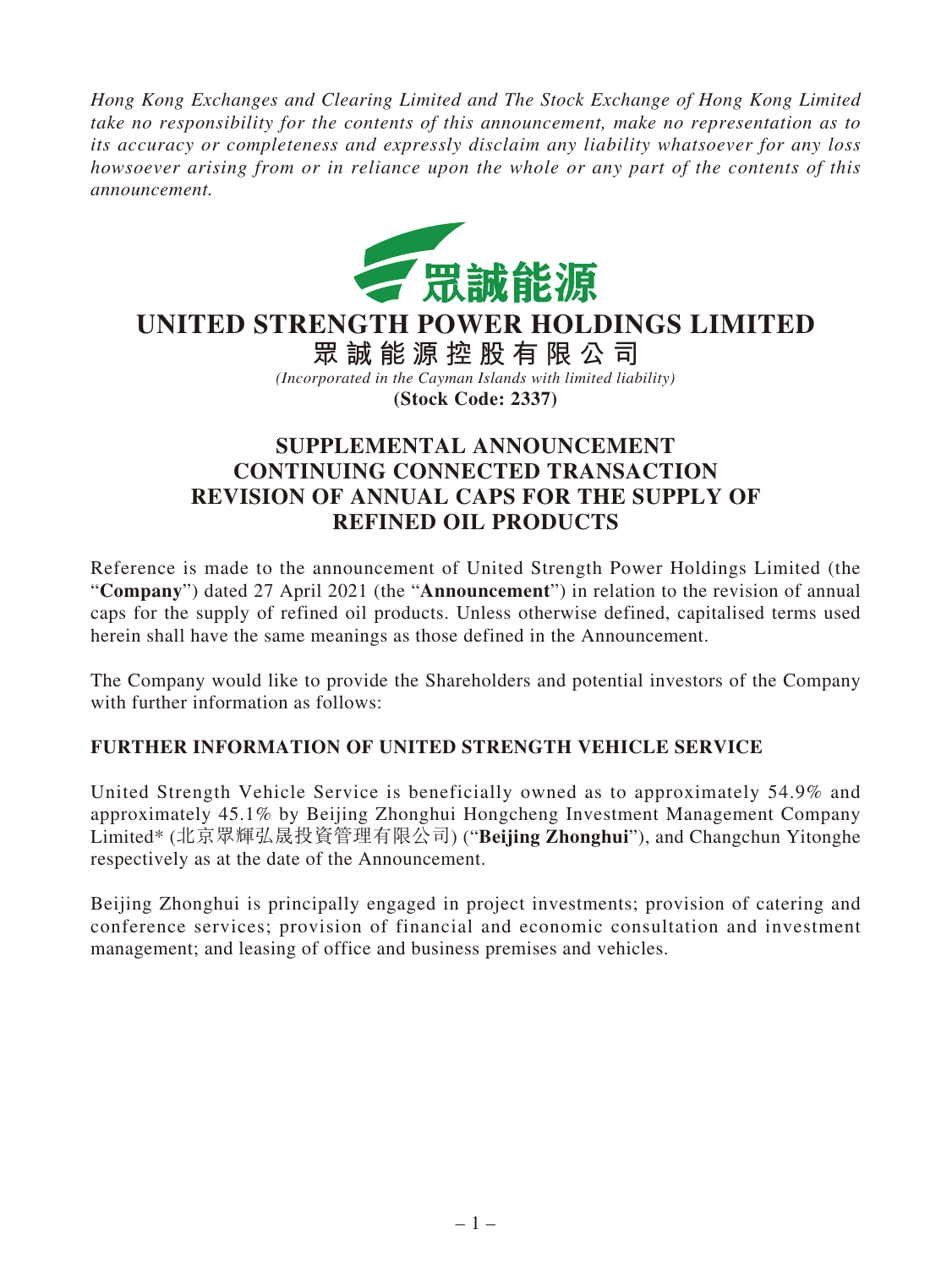*Hong Kong Exchanges and Clearing Limited and The Stock Exchange of Hong Kong Limited take no responsibility for the contents of this announcement, make no representation as to its accuracy or completeness and expressly disclaim any liability whatsoever for any loss howsoever arising from or in reliance upon the whole or any part of the contents of this announcement.*

眾誠能源

# UNITED STRENGTH POWER HOLDINGS LIMITED

**眾誠能源控股有限公司**

*(Incorporated in the Cayman Islands with limited liability)*

**(Stock Code: 2337)**

## SUPPLEMENTAL ANNOUNCEMENT CONTINUING CONNECTED TRANSACTION REVISION OF ANNUAL CAPS FOR THE SUPPLY OF REFINED OIL PRODUCTS

Reference is made to the announcement of United Strength Power Holdings Limited (the "**Company**") dated 27 April 2021 (the "**Announcement**") in relation to the revision of annual caps for the supply of refined oil products. Unless otherwise defined, capitalised terms used herein shall have the same meanings as those defined in the Announcement.

The Company would like to provide the Shareholders and potential investors of the Company with further information as follows:

### FURTHER INFORMATION OF UNITED STRENGTH VEHICLE SERVICE

United Strength Vehicle Service is beneficially owned as to approximately 54.9% and approximately 45.1% by Beijing Zhonghui Hongcheng Investment Management Company Limited* (北京眾輝弘晟投資管理有限公司) ("**Beijing Zhonghui**"), and Changchun Yitonghe respectively as at the date of the Announcement.

Beijing Zhonghui is principally engaged in project investments; provision of catering and conference services; provision of financial and economic consultation and investment management; and leasing of office and business premises and vehicles.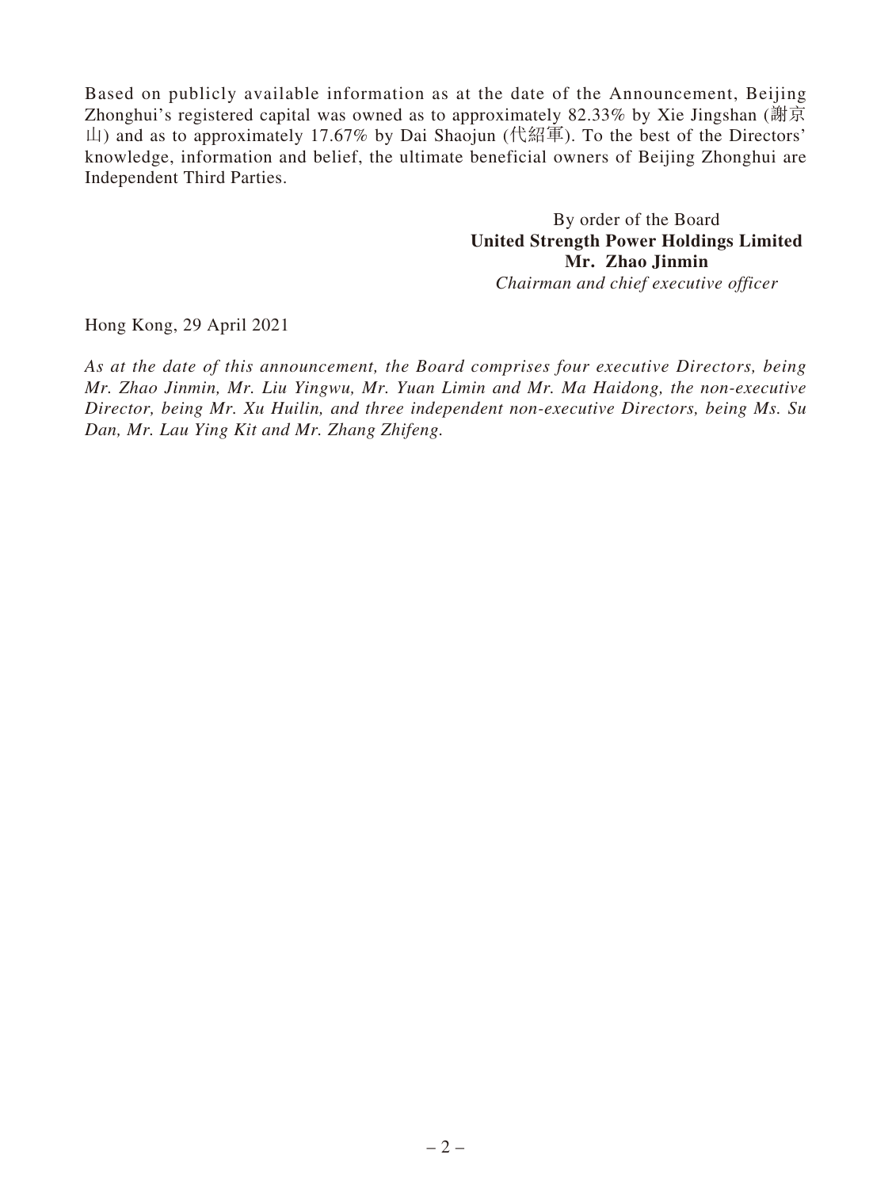Based on publicly available information as at the date of the Announcement, Beijing Zhonghui's registered capital was owned as to approximately 82.33% by Xie Jingshan (謝京山) and as to approximately 17.67% by Dai Shaojun (代紹軍). To the best of the Directors' knowledge, information and belief, the ultimate beneficial owners of Beijing Zhonghui are Independent Third Parties.

By order of the Board
**United Strength Power Holdings Limited**
**Mr. Zhao Jinmin**
*Chairman and chief executive officer*

Hong Kong, 29 April 2021

*As at the date of this announcement, the Board comprises four executive Directors, being Mr. Zhao Jinmin, Mr. Liu Yingwu, Mr. Yuan Limin and Mr. Ma Haidong, the non-executive Director, being Mr. Xu Huilin, and three independent non-executive Directors, being Ms. Su Dan, Mr. Lau Ying Kit and Mr. Zhang Zhifeng.*